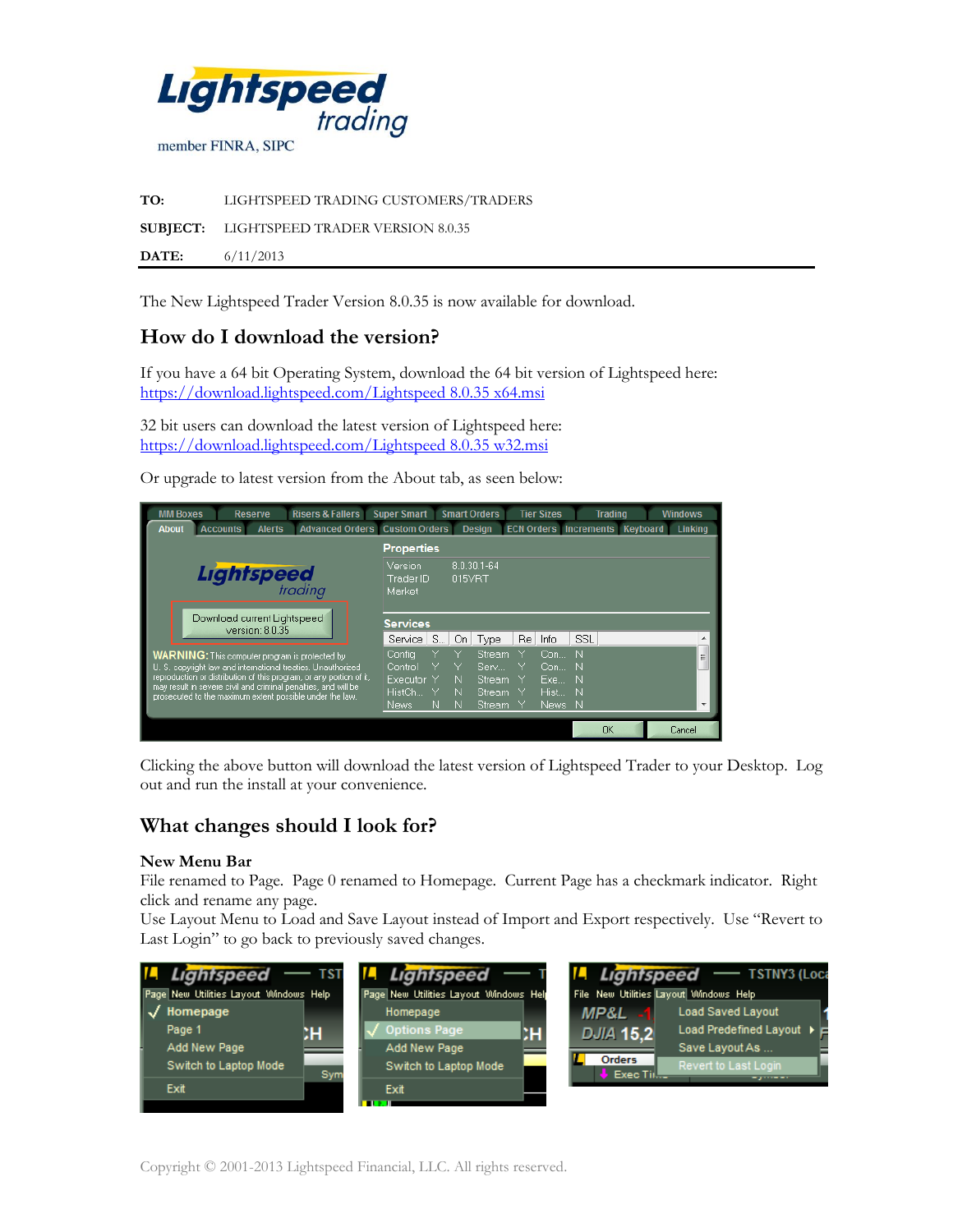Lightspeed trading

member FINRA, SIPC

**TO:** LIGHTSPEED TRADING CUSTOMERS/TRADERS

**SUBJECT:** LIGHTSPEED TRADER VERSION 8.0.35

**DATE:** 6/11/2013

The New Lightspeed Trader Version 8.0.35 is now available for download.

## How do I download the version?

If you have a 64 bit Operating System, download the 64 bit version of Lightspeed here:
https://download.lightspeed.com/Lightspeed 8.0.35 x64.msi

32 bit users can download the latest version of Lightspeed here:
https://download.lightspeed.com/Lightspeed 8.0.35 w32.msi

Or upgrade to latest version from the About tab, as seen below:

Clicking the above button will download the latest version of Lightspeed Trader to your Desktop. Log out and run the install at your convenience.

## What changes should I look for?

**New Menu Bar**

File renamed to Page. Page 0 renamed to Homepage. Current Page has a checkmark indicator. Right click and rename any page.

Use Layout Menu to Load and Save Layout instead of Import and Export respectively. Use "Revert to Last Login" to go back to previously saved changes.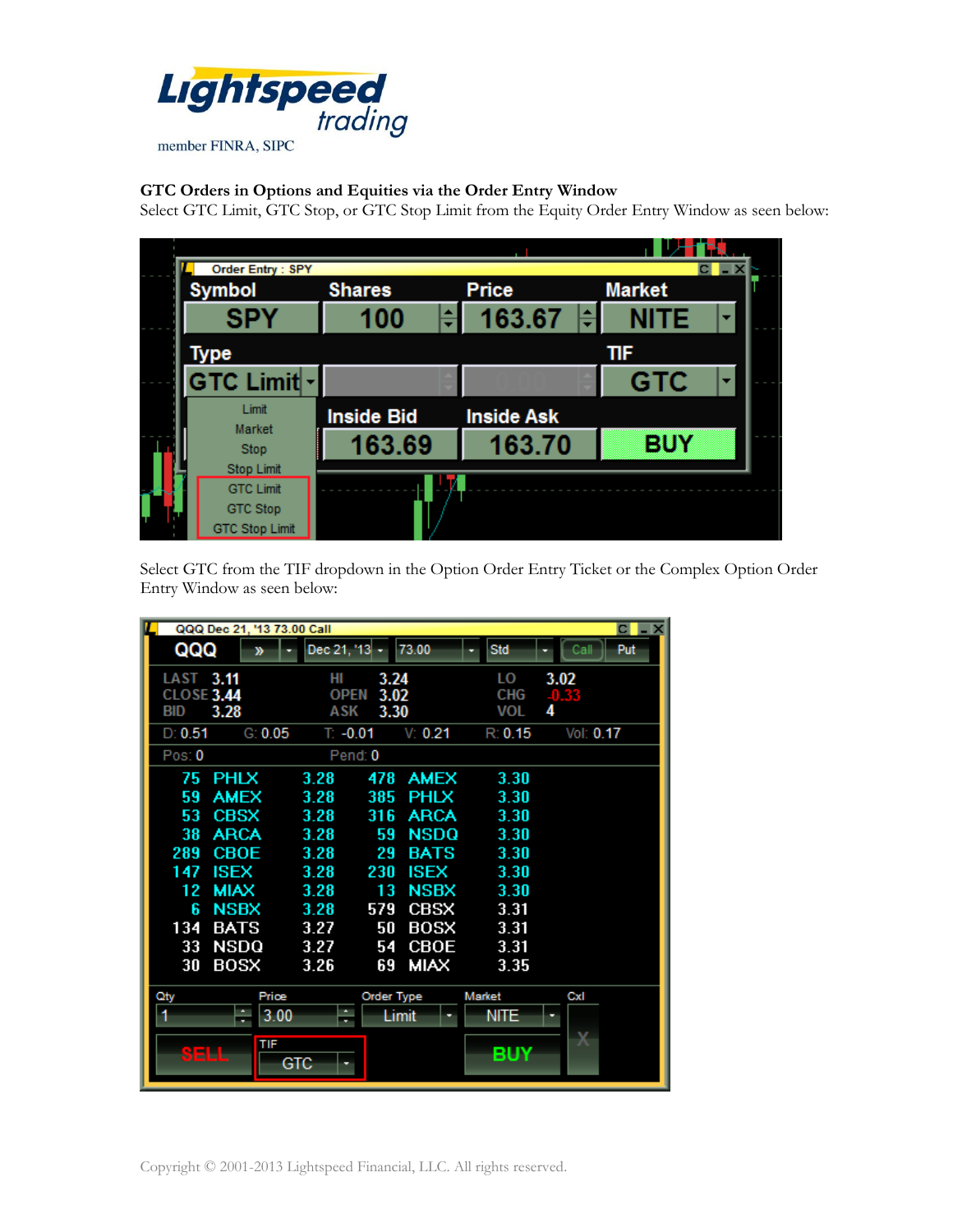**GTC Orders in Options and Equities via the Order Entry Window**

Select GTC Limit, GTC Stop, or GTC Stop Limit from the Equity Order Entry Window as seen below:

Select GTC from the TIF dropdown in the Option Order Entry Ticket or the Complex Option Order Entry Window as seen below: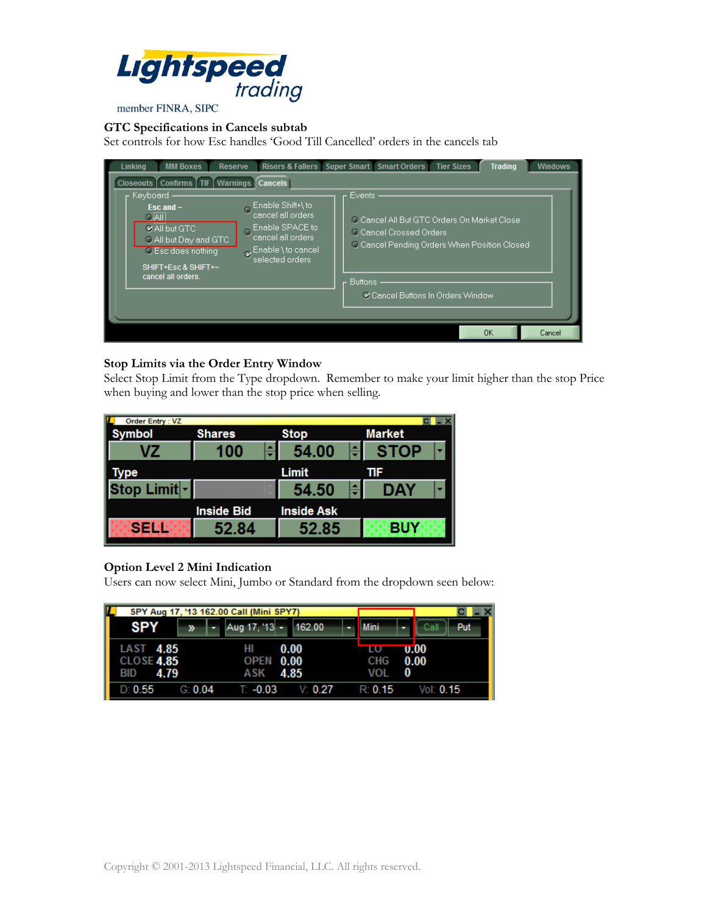### GTC Specifications in Cancels subtab

Set controls for how Esc handles 'Good Till Cancelled' orders in the cancels tab

### Stop Limits via the Order Entry Window

Select Stop Limit from the Type dropdown. Remember to make your limit higher than the stop Price when buying and lower than the stop price when selling.

### Option Level 2 Mini Indication

Users can now select Mini, Jumbo or Standard from the dropdown seen below: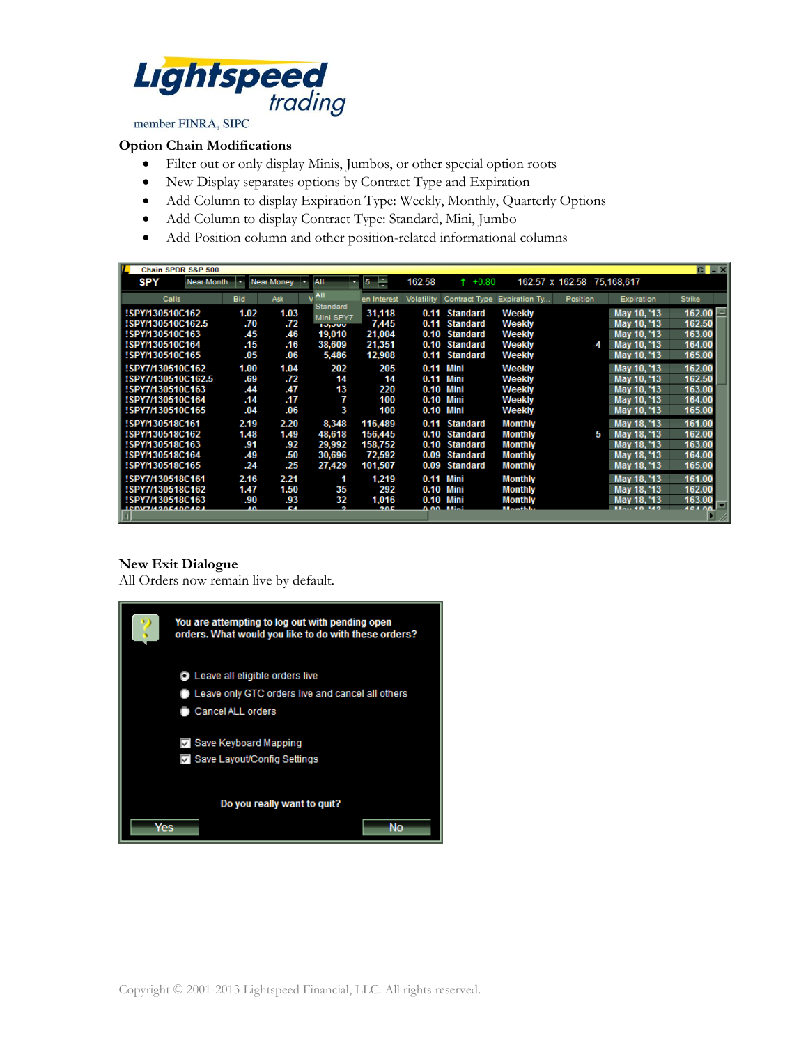### Option Chain Modifications

- Filter out or only display Minis, Jumbos, or other special option roots
- New Display separates options by Contract Type and Expiration
- Add Column to display Expiration Type: Weekly, Monthly, Quarterly Options
- Add Column to display Contract Type: Standard, Mini, Jumbo
- Add Position column and other position-related informational columns

### New Exit Dialogue

All Orders now remain live by default.